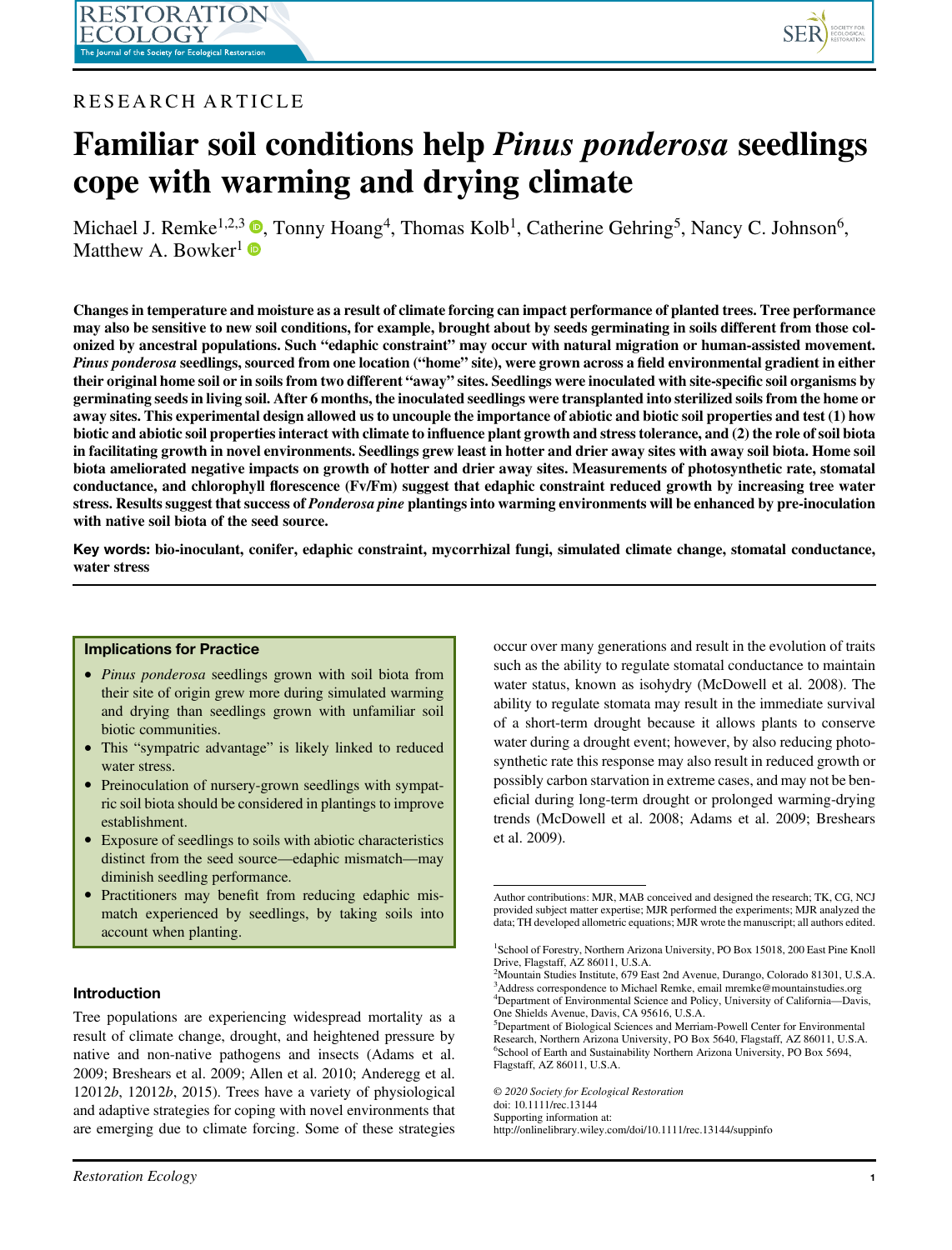RESEARCH ARTICLE

# Familiar soil conditions help *Pinus ponderosa* seedlings cope with warming and drying climate

Michael J. Remke[1,2,3], Tonny Hoang[4], Thomas Kolb[1], Catherine Gehring[5], Nancy C. Johnson[6], Matthew A. Bowker[1]

**Changes in temperature and moisture as a result of climate forcing can impact performance of planted trees. Tree performance may also be sensitive to new soil conditions, for example, brought about by seeds germinating in soils different from those colonized by ancestral populations. Such "edaphic constraint" may occur with natural migration or human-assisted movement. *Pinus ponderosa* seedlings, sourced from one location ("home" site), were grown across a field environmental gradient in either their original home soil or in soils from two different "away" sites. Seedlings were inoculated with site-specific soil organisms by germinating seeds in living soil. After 6 months, the inoculated seedlings were transplanted into sterilized soils from the home or away sites. This experimental design allowed us to uncouple the importance of abiotic and biotic soil properties and test (1) how biotic and abiotic soil properties interact with climate to influence plant growth and stress tolerance, and (2) the role of soil biota in facilitating growth in novel environments. Seedlings grew least in hotter and drier away sites with away soil biota. Home soil biota ameliorated negative impacts on growth of hotter and drier away sites. Measurements of photosynthetic rate, stomatal conductance, and chlorophyll florescence (Fv/Fm) suggest that edaphic constraint reduced growth by increasing tree water stress. Results suggest that success of *Ponderosa pine* plantings into warming environments will be enhanced by pre-inoculation with native soil biota of the seed source.**

**Key words:** bio-inoculant, conifer, edaphic constraint, mycorrhizal fungi, simulated climate change, stomatal conductance, water stress

### Implications for Practice

- *Pinus ponderosa* seedlings grown with soil biota from their site of origin grew more during simulated warming and drying than seedlings grown with unfamiliar soil biotic communities.
- This "sympatric advantage" is likely linked to reduced water stress.
- Preinoculation of nursery-grown seedlings with sympatric soil biota should be considered in plantings to improve establishment.
- Exposure of seedlings to soils with abiotic characteristics distinct from the seed source—edaphic mismatch—may diminish seedling performance.
- Practitioners may benefit from reducing edaphic mismatch experienced by seedlings, by taking soils into account when planting.

## Introduction

Tree populations are experiencing widespread mortality as a result of climate change, drought, and heightened pressure by native and non-native pathogens and insects (Adams et al. 2009; Breshears et al. 2009; Allen et al. 2010; Anderegg et al. 12012*b*, 12012*b*, 2015). Trees have a variety of physiological and adaptive strategies for coping with novel environments that are emerging due to climate forcing. Some of these strategies occur over many generations and result in the evolution of traits such as the ability to regulate stomatal conductance to maintain water status, known as isohydry (McDowell et al. 2008). The ability to regulate stomata may result in the immediate survival of a short-term drought because it allows plants to conserve water during a drought event; however, by also reducing photosynthetic rate this response may also result in reduced growth or possibly carbon starvation in extreme cases, and may not be beneficial during long-term drought or prolonged warming-drying trends (McDowell et al. 2008; Adams et al. 2009; Breshears et al. 2009).

---

Author contributions: MJR, MAB conceived and designed the research; TK, CG, NCJ provided subject matter expertise; MJR performed the experiments; MJR analyzed the data; TH developed allometric equations; MJR wrote the manuscript; all authors edited.

[1]School of Forestry, Northern Arizona University, PO Box 15018, 200 East Pine Knoll Drive, Flagstaff, AZ 86011, U.S.A.
[2]Mountain Studies Institute, 679 East 2nd Avenue, Durango, Colorado 81301, U.S.A.
[3]Address correspondence to Michael Remke, email mremke@mountainstudies.org
[4]Department of Environmental Science and Policy, University of California—Davis, One Shields Avenue, Davis, CA 95616, U.S.A.
[5]Department of Biological Sciences and Merriam-Powell Center for Environmental Research, Northern Arizona University, PO Box 5640, Flagstaff, AZ 86011, U.S.A.
[6]School of Earth and Sustainability Northern Arizona University, PO Box 5694, Flagstaff, AZ 86011, U.S.A.

© 2020 Society for Ecological Restoration
doi: 10.1111/rec.13144
Supporting information at:
http://onlinelibrary.wiley.com/doi/10.1111/rec.13144/suppinfo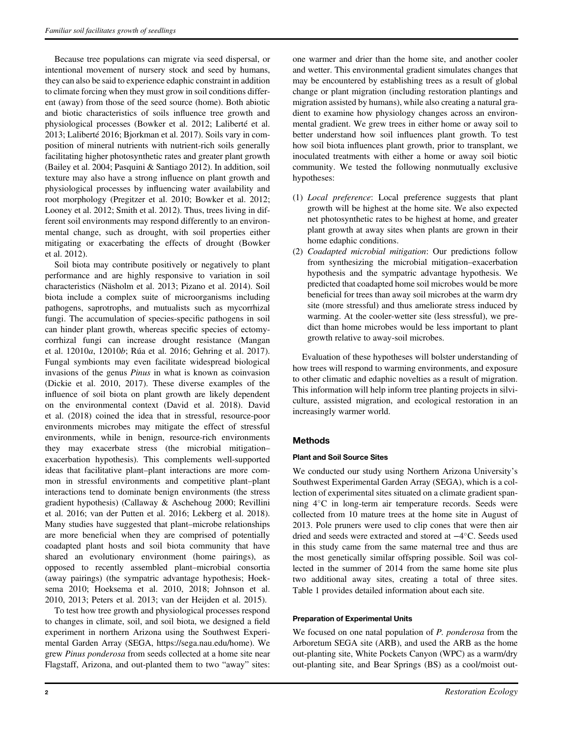Because tree populations can migrate via seed dispersal, or intentional movement of nursery stock and seed by humans, they can also be said to experience edaphic constraint in addition to climate forcing when they must grow in soil conditions different (away) from those of the seed source (home). Both abiotic and biotic characteristics of soils influence tree growth and physiological processes (Bowker et al. 2012; Laliberté et al. 2013; Laliberté 2016; Bjorkman et al. 2017). Soils vary in composition of mineral nutrients with nutrient-rich soils generally facilitating higher photosynthetic rates and greater plant growth (Bailey et al. 2004; Pasquini & Santiago 2012). In addition, soil texture may also have a strong influence on plant growth and physiological processes by influencing water availability and root morphology (Pregitzer et al. 2010; Bowker et al. 2012; Looney et al. 2012; Smith et al. 2012). Thus, trees living in different soil environments may respond differently to an environmental change, such as drought, with soil properties either mitigating or exacerbating the effects of drought (Bowker et al. 2012).

Soil biota may contribute positively or negatively to plant performance and are highly responsive to variation in soil characteristics (Näsholm et al. 2013; Pizano et al. 2014). Soil biota include a complex suite of microorganisms including pathogens, saprotrophs, and mutualists such as mycorrhizal fungi. The accumulation of species-specific pathogens in soil can hinder plant growth, whereas specific species of ectomycorrhizal fungi can increase drought resistance (Mangan et al. 12010*a*, 12010*b*; Rúa et al. 2016; Gehring et al. 2017). Fungal symbionts may even facilitate widespread biological invasions of the genus *Pinus* in what is known as coinvasion (Dickie et al. 2010, 2017). These diverse examples of the influence of soil biota on plant growth are likely dependent on the environmental context (David et al. 2018). David et al. (2018) coined the idea that in stressful, resource-poor environments microbes may mitigate the effect of stressful environments, while in benign, resource-rich environments they may exacerbate stress (the microbial mitigation–exacerbation hypothesis). This complements well-supported ideas that facilitative plant–plant interactions are more common in stressful environments and competitive plant–plant interactions tend to dominate benign environments (the stress gradient hypothesis) (Callaway & Aschehoug 2000; Revillini et al. 2016; van der Putten et al. 2016; Lekberg et al. 2018). Many studies have suggested that plant–microbe relationships are more beneficial when they are comprised of potentially coadapted plant hosts and soil biota community that have shared an evolutionary environment (home pairings), as opposed to recently assembled plant–microbial consortia (away pairings) (the sympatric advantage hypothesis; Hoeksema 2010; Hoeksema et al. 2010, 2018; Johnson et al. 2010, 2013; Peters et al. 2013; van der Heijden et al. 2015).

To test how tree growth and physiological processes respond to changes in climate, soil, and soil biota, we designed a field experiment in northern Arizona using the Southwest Experimental Garden Array (SEGA, https://sega.nau.edu/home). We grew *Pinus ponderosa* from seeds collected at a home site near Flagstaff, Arizona, and out-planted them to two "away" sites: one warmer and drier than the home site, and another cooler and wetter. This environmental gradient simulates changes that may be encountered by establishing trees as a result of global change or plant migration (including restoration plantings and migration assisted by humans), while also creating a natural gradient to examine how physiology changes across an environmental gradient. We grew trees in either home or away soil to better understand how soil influences plant growth. To test how soil biota influences plant growth, prior to transplant, we inoculated treatments with either a home or away soil biotic community. We tested the following nonmutually exclusive hypotheses:

1. *Local preference*: Local preference suggests that plant growth will be highest at the home site. We also expected net photosynthetic rates to be highest at home, and greater plant growth at away sites when plants are grown in their home edaphic conditions.
2. *Coadapted microbial mitigation*: Our predictions follow from synthesizing the microbial mitigation–exacerbation hypothesis and the sympatric advantage hypothesis. We predicted that coadapted home soil microbes would be more beneficial for trees than away soil microbes at the warm dry site (more stressful) and thus ameliorate stress induced by warming. At the cooler-wetter site (less stressful), we predict than home microbes would be less important to plant growth relative to away-soil microbes.

Evaluation of these hypotheses will bolster understanding of how trees will respond to warming environments, and exposure to other climatic and edaphic novelties as a result of migration. This information will help inform tree planting projects in silviculture, assisted migration, and ecological restoration in an increasingly warmer world.

## Methods

### Plant and Soil Source Sites

We conducted our study using Northern Arizona University's Southwest Experimental Garden Array (SEGA), which is a collection of experimental sites situated on a climate gradient spanning 4°C in long-term air temperature records. Seeds were collected from 10 mature trees at the home site in August of 2013. Pole pruners were used to clip cones that were then air dried and seeds were extracted and stored at −4°C. Seeds used in this study came from the same maternal tree and thus are the most genetically similar offspring possible. Soil was collected in the summer of 2014 from the same home site plus two additional away sites, creating a total of three sites. Table 1 provides detailed information about each site.

### Preparation of Experimental Units

We focused on one natal population of *P. ponderosa* from the Arboretum SEGA site (ARB), and used the ARB as the home out-planting site, White Pockets Canyon (WPC) as a warm/dry out-planting site, and Bear Springs (BS) as a cool/moist out-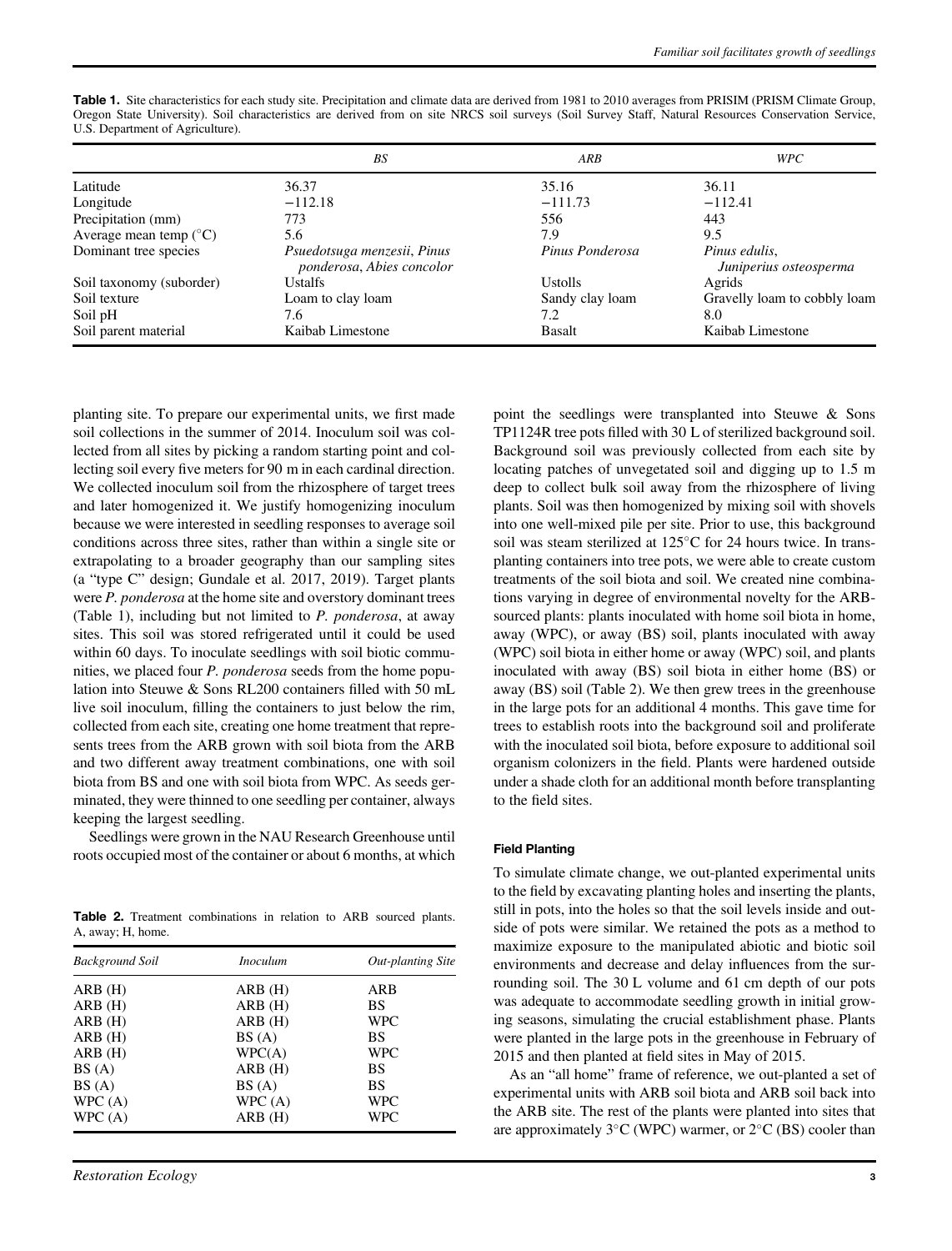**Table 1.** Site characteristics for each study site. Precipitation and climate data are derived from 1981 to 2010 averages from PRISIM (PRISM Climate Group, Oregon State University). Soil characteristics are derived from on site NRCS soil surveys (Soil Survey Staff, Natural Resources Conservation Service, U.S. Department of Agriculture).

| | *BS* | *ARB* | *WPC* |
|---|---|---|---|
| Latitude | 36.37 | 35.16 | 36.11 |
| Longitude | −112.18 | −111.73 | −112.41 |
| Precipitation (mm) | 773 | 556 | 443 |
| Average mean temp (°C) | 5.6 | 7.9 | 9.5 |
| Dominant tree species | *Psuedotsuga menzesii, Pinus ponderosa, Abies concolor* | *Pinus Ponderosa* | *Pinus edulis, Juniperius osteosperma* |
| Soil taxonomy (suborder) | Ustalfs | Ustolls | Agrids |
| Soil texture | Loam to clay loam | Sandy clay loam | Gravelly loam to cobbly loam |
| Soil pH | 7.6 | 7.2 | 8.0 |
| Soil parent material | Kaibab Limestone | Basalt | Kaibab Limestone |

planting site. To prepare our experimental units, we first made soil collections in the summer of 2014. Inoculum soil was collected from all sites by picking a random starting point and collecting soil every five meters for 90 m in each cardinal direction. We collected inoculum soil from the rhizosphere of target trees and later homogenized it. We justify homogenizing inoculum because we were interested in seedling responses to average soil conditions across three sites, rather than within a single site or extrapolating to a broader geography than our sampling sites (a "type C" design; Gundale et al. 2017, 2019). Target plants were *P. ponderosa* at the home site and overstory dominant trees (Table 1), including but not limited to *P. ponderosa*, at away sites. This soil was stored refrigerated until it could be used within 60 days. To inoculate seedlings with soil biotic communities, we placed four *P. ponderosa* seeds from the home population into Steuwe & Sons RL200 containers filled with 50 mL live soil inoculum, filling the containers to just below the rim, collected from each site, creating one home treatment that represents trees from the ARB grown with soil biota from the ARB and two different away treatment combinations, one with soil biota from BS and one with soil biota from WPC. As seeds germinated, they were thinned to one seedling per container, always keeping the largest seedling.

Seedlings were grown in the NAU Research Greenhouse until roots occupied most of the container or about 6 months, at which point the seedlings were transplanted into Steuwe & Sons TP1124R tree pots filled with 30 L of sterilized background soil. Background soil was previously collected from each site by locating patches of unvegetated soil and digging up to 1.5 m deep to collect bulk soil away from the rhizosphere of living plants. Soil was then homogenized by mixing soil with shovels into one well-mixed pile per site. Prior to use, this background soil was steam sterilized at 125°C for 24 hours twice. In transplanting containers into tree pots, we were able to create custom treatments of the soil biota and soil. We created nine combinations varying in degree of environmental novelty for the ARB-sourced plants: plants inoculated with home soil biota in home, away (WPC), or away (BS) soil, plants inoculated with away (WPC) soil biota in either home or away (WPC) soil, and plants inoculated with away (BS) soil biota in either home (BS) or away (BS) soil (Table 2). We then grew trees in the greenhouse in the large pots for an additional 4 months. This gave time for trees to establish roots into the background soil and proliferate with the inoculated soil biota, before exposure to additional soil organism colonizers in the field. Plants were hardened outside under a shade cloth for an additional month before transplanting to the field sites.

**Table 2.** Treatment combinations in relation to ARB sourced plants. A, away; H, home.

| *Background Soil* | *Inoculum* | *Out-planting Site* |
|---|---|---|
| ARB (H) | ARB (H) | ARB |
| ARB (H) | ARB (H) | BS |
| ARB (H) | ARB (H) | WPC |
| ARB (H) | BS (A) | BS |
| ARB (H) | WPC(A) | WPC |
| BS (A) | ARB (H) | BS |
| BS (A) | BS (A) | BS |
| WPC (A) | WPC (A) | WPC |
| WPC (A) | ARB (H) | WPC |

### Field Planting

To simulate climate change, we out-planted experimental units to the field by excavating planting holes and inserting the plants, still in pots, into the holes so that the soil levels inside and outside of pots were similar. We retained the pots as a method to maximize exposure to the manipulated abiotic and biotic soil environments and decrease and delay influences from the surrounding soil. The 30 L volume and 61 cm depth of our pots was adequate to accommodate seedling growth in initial growing seasons, simulating the crucial establishment phase. Plants were planted in the large pots in the greenhouse in February of 2015 and then planted at field sites in May of 2015.

As an "all home" frame of reference, we out-planted a set of experimental units with ARB soil biota and ARB soil back into the ARB site. The rest of the plants were planted into sites that are approximately 3°C (WPC) warmer, or 2°C (BS) cooler than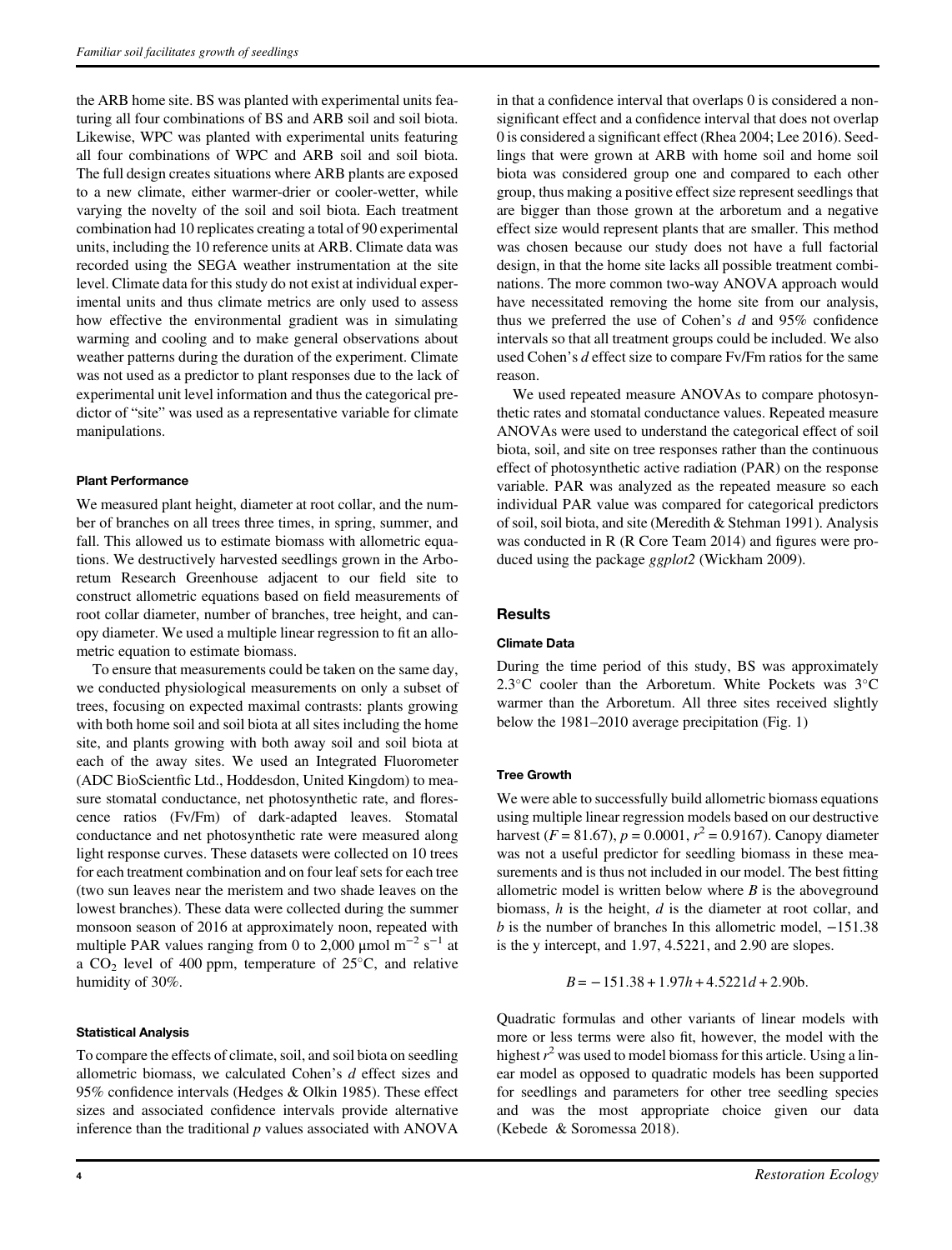the ARB home site. BS was planted with experimental units featuring all four combinations of BS and ARB soil and soil biota. Likewise, WPC was planted with experimental units featuring all four combinations of WPC and ARB soil and soil biota. The full design creates situations where ARB plants are exposed to a new climate, either warmer-drier or cooler-wetter, while varying the novelty of the soil and soil biota. Each treatment combination had 10 replicates creating a total of 90 experimental units, including the 10 reference units at ARB. Climate data was recorded using the SEGA weather instrumentation at the site level. Climate data for this study do not exist at individual experimental units and thus climate metrics are only used to assess how effective the environmental gradient was in simulating warming and cooling and to make general observations about weather patterns during the duration of the experiment. Climate was not used as a predictor to plant responses due to the lack of experimental unit level information and thus the categorical predictor of "site" was used as a representative variable for climate manipulations.

#### Plant Performance

We measured plant height, diameter at root collar, and the number of branches on all trees three times, in spring, summer, and fall. This allowed us to estimate biomass with allometric equations. We destructively harvested seedlings grown in the Arboretum Research Greenhouse adjacent to our field site to construct allometric equations based on field measurements of root collar diameter, number of branches, tree height, and canopy diameter. We used a multiple linear regression to fit an allometric equation to estimate biomass.

To ensure that measurements could be taken on the same day, we conducted physiological measurements on only a subset of trees, focusing on expected maximal contrasts: plants growing with both home soil and soil biota at all sites including the home site, and plants growing with both away soil and soil biota at each of the away sites. We used an Integrated Fluorometer (ADC BioScientfic Ltd., Hoddesdon, United Kingdom) to measure stomatal conductance, net photosynthetic rate, and florescence ratios (Fv/Fm) of dark-adapted leaves. Stomatal conductance and net photosynthetic rate were measured along light response curves. These datasets were collected on 10 trees for each treatment combination and on four leaf sets for each tree (two sun leaves near the meristem and two shade leaves on the lowest branches). These data were collected during the summer monsoon season of 2016 at approximately noon, repeated with multiple PAR values ranging from 0 to 2,000 $\mu$mol m$^{-2}$ s$^{-1}$ at a $CO_2$ level of 400 ppm, temperature of 25°C, and relative humidity of 30%.

#### Statistical Analysis

To compare the effects of climate, soil, and soil biota on seedling allometric biomass, we calculated Cohen's *d* effect sizes and 95% confidence intervals (Hedges & Olkin 1985). These effect sizes and associated confidence intervals provide alternative inference than the traditional *p* values associated with ANOVA in that a confidence interval that overlaps 0 is considered a non-significant effect and a confidence interval that does not overlap 0 is considered a significant effect (Rhea 2004; Lee 2016). Seedlings that were grown at ARB with home soil and home soil biota was considered group one and compared to each other group, thus making a positive effect size represent seedlings that are bigger than those grown at the arboretum and a negative effect size would represent plants that are smaller. This method was chosen because our study does not have a full factorial design, in that the home site lacks all possible treatment combinations. The more common two-way ANOVA approach would have necessitated removing the home site from our analysis, thus we preferred the use of Cohen's *d* and 95% confidence intervals so that all treatment groups could be included. We also used Cohen's *d* effect size to compare Fv/Fm ratios for the same reason.

We used repeated measure ANOVAs to compare photosynthetic rates and stomatal conductance values. Repeated measure ANOVAs were used to understand the categorical effect of soil biota, soil, and site on tree responses rather than the continuous effect of photosynthetic active radiation (PAR) on the response variable. PAR was analyzed as the repeated measure so each individual PAR value was compared for categorical predictors of soil, soil biota, and site (Meredith & Stehman 1991). Analysis was conducted in R (R Core Team 2014) and figures were produced using the package *ggplot2* (Wickham 2009).

## Results

#### Climate Data

During the time period of this study, BS was approximately 2.3°C cooler than the Arboretum. White Pockets was 3°C warmer than the Arboretum. All three sites received slightly below the 1981–2010 average precipitation (Fig. 1)

#### Tree Growth

We were able to successfully build allometric biomass equations using multiple linear regression models based on our destructive harvest ($F = 81.67$), $p = 0.0001$, $r^2 = 0.9167$). Canopy diameter was not a useful predictor for seedling biomass in these measurements and is thus not included in our model. The best fitting allometric model is written below where *B* is the aboveground biomass, *h* is the height, *d* is the diameter at root collar, and *b* is the number of branches In this allometric model, −151.38 is the y intercept, and 1.97, 4.5221, and 2.90 are slopes.

$$B = -151.38 + 1.97h + 4.5221d + 2.90\text{b}.$$

Quadratic formulas and other variants of linear models with more or less terms were also fit, however, the model with the highest $r^2$ was used to model biomass for this article. Using a linear model as opposed to quadratic models has been supported for seedlings and parameters for other tree seedling species and was the most appropriate choice given our data (Kebede & Soromessa 2018).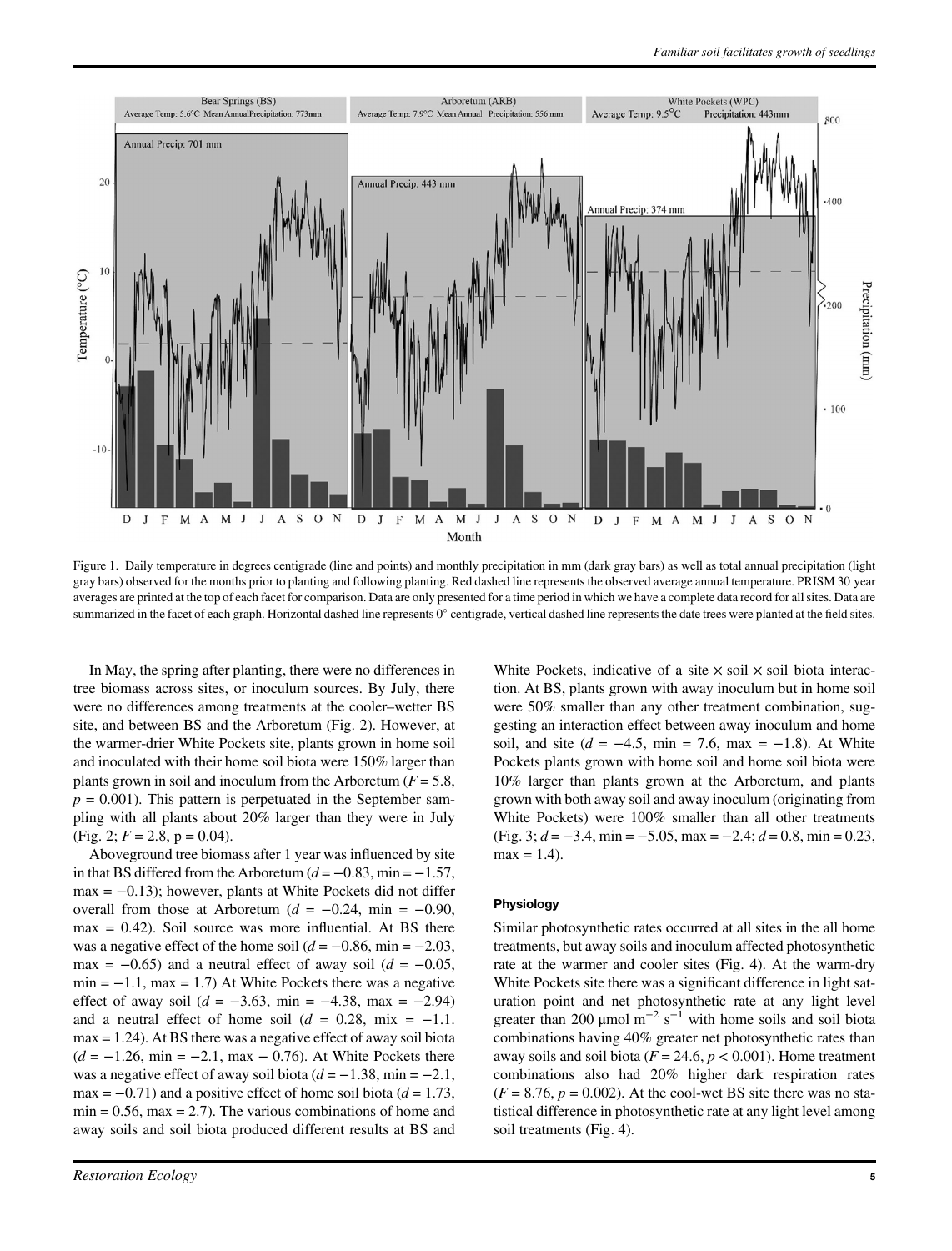Figure 1. Daily temperature in degrees centigrade (line and points) and monthly precipitation in mm (dark gray bars) as well as total annual precipitation (light gray bars) observed for the months prior to planting and following planting. Red dashed line represents the observed average annual temperature. PRISM 30 year averages are printed at the top of each facet for comparison. Data are only presented for a time period in which we have a complete data record for all sites. Data are summarized in the facet of each graph. Horizontal dashed line represents 0° centigrade, vertical dashed line represents the date trees were planted at the field sites.

In May, the spring after planting, there were no differences in tree biomass across sites, or inoculum sources. By July, there were no differences among treatments at the cooler–wetter BS site, and between BS and the Arboretum (Fig. 2). However, at the warmer-drier White Pockets site, plants grown in home soil and inoculated with their home soil biota were 150% larger than plants grown in soil and inoculum from the Arboretum ($F = 5.8$, $p = 0.001$). This pattern is perpetuated in the September sampling with all plants about 20% larger than they were in July (Fig. 2; $F = 2.8$, $p = 0.04$).

Aboveground tree biomass after 1 year was influenced by site in that BS differed from the Arboretum ($d = -0.83$, min $= -1.57$, max $= -0.13$); however, plants at White Pockets did not differ overall from those at Arboretum ($d = -0.24$, min $= -0.90$, max $= 0.42$). Soil source was more influential. At BS there was a negative effect of the home soil ($d = -0.86$, min $= -2.03$, max $= -0.65$) and a neutral effect of away soil ($d = -0.05$, min $= -1.1$, max $= 1.7$) At White Pockets there was a negative effect of away soil ($d = -3.63$, min $= -4.38$, max $= -2.94$) and a neutral effect of home soil ($d = 0.28$, mix $= -1.1$. max $= 1.24$). At BS there was a negative effect of away soil biota ($d = -1.26$, min $= -2.1$, max $- 0.76$). At White Pockets there was a negative effect of away soil biota ($d = -1.38$, min $= -2.1$, max $= -0.71$) and a positive effect of home soil biota ($d = 1.73$, min $= 0.56$, max $= 2.7$). The various combinations of home and away soils and soil biota produced different results at BS and White Pockets, indicative of a site × soil × soil biota interaction. At BS, plants grown with away inoculum but in home soil were 50% smaller than any other treatment combination, suggesting an interaction effect between away inoculum and home soil, and site ($d = -4.5$, min $= 7.6$, max $= -1.8$). At White Pockets plants grown with home soil and home soil biota were 10% larger than plants grown at the Arboretum, and plants grown with both away soil and away inoculum (originating from White Pockets) were 100% smaller than all other treatments (Fig. 3; $d = -3.4$, min $= -5.05$, max $= -2.4$; $d = 0.8$, min $= 0.23$, max $= 1.4$).

#### Physiology

Similar photosynthetic rates occurred at all sites in the all home treatments, but away soils and inoculum affected photosynthetic rate at the warmer and cooler sites (Fig. 4). At the warm-dry White Pockets site there was a significant difference in light saturation point and net photosynthetic rate at any light level greater than 200 $\mu mol\ m^{-2}\ s^{-1}$ with home soils and soil biota combinations having 40% greater net photosynthetic rates than away soils and soil biota ($F = 24.6$, $p < 0.001$). Home treatment combinations also had 20% higher dark respiration rates ($F = 8.76$, $p = 0.002$). At the cool-wet BS site there was no statistical difference in photosynthetic rate at any light level among soil treatments (Fig. 4).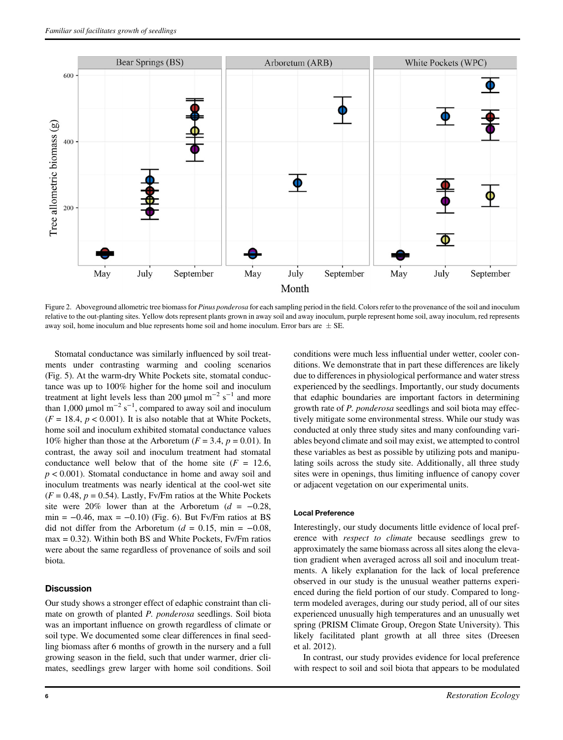Figure 2. Aboveground allometric tree biomass for *Pinus ponderosa* for each sampling period in the field. Colors refer to the provenance of the soil and inoculum relative to the out-planting sites. Yellow dots represent plants grown in away soil and away inoculum, purple represent home soil, away inoculum, red represents away soil, home inoculum and blue represents home soil and home inoculum. Error bars are ± SE.

Stomatal conductance was similarly influenced by soil treatments under contrasting warming and cooling scenarios (Fig. 5). At the warm-dry White Pockets site, stomatal conductance was up to 100% higher for the home soil and inoculum treatment at light levels less than 200 μmol $m^{-2}$ $s^{-1}$ and more than 1,000 μmol $m^{-2}$ $s^{-1}$, compared to away soil and inoculum ($F = 18.4$, $p < 0.001$). It is also notable that at White Pockets, home soil and inoculum exhibited stomatal conductance values 10% higher than those at the Arboretum ($F = 3.4$, $p = 0.01$). In contrast, the away soil and inoculum treatment had stomatal conductance well below that of the home site ($F = 12.6$, $p < 0.001$). Stomatal conductance in home and away soil and inoculum treatments was nearly identical at the cool-wet site ($F = 0.48$, $p = 0.54$). Lastly, Fv/Fm ratios at the White Pockets site were 20% lower than at the Arboretum ($d = -0.28$, min $= -0.46$, max $= -0.10$) (Fig. 6). But Fv/Fm ratios at BS did not differ from the Arboretum ($d = 0.15$, min $= -0.08$, max $= 0.32$). Within both BS and White Pockets, Fv/Fm ratios were about the same regardless of provenance of soils and soil biota.

## Discussion

Our study shows a stronger effect of edaphic constraint than climate on growth of planted *P. ponderosa* seedlings. Soil biota was an important influence on growth regardless of climate or soil type. We documented some clear differences in final seedling biomass after 6 months of growth in the nursery and a full growing season in the field, such that under warmer, drier climates, seedlings grew larger with home soil conditions. Soil conditions were much less influential under wetter, cooler conditions. We demonstrate that in part these differences are likely due to differences in physiological performance and water stress experienced by the seedlings. Importantly, our study documents that edaphic boundaries are important factors in determining growth rate of *P. ponderosa* seedlings and soil biota may effectively mitigate some environmental stress. While our study was conducted at only three study sites and many confounding variables beyond climate and soil may exist, we attempted to control these variables as best as possible by utilizing pots and manipulating soils across the study site. Additionally, all three study sites were in openings, thus limiting influence of canopy cover or adjacent vegetation on our experimental units.

### Local Preference

Interestingly, our study documents little evidence of local preference with *respect to climate* because seedlings grew to approximately the same biomass across all sites along the elevation gradient when averaged across all soil and inoculum treatments. A likely explanation for the lack of local preference observed in our study is the unusual weather patterns experienced during the field portion of our study. Compared to long-term modeled averages, during our study period, all of our sites experienced unusually high temperatures and an unusually wet spring (PRISM Climate Group, Oregon State University). This likely facilitated plant growth at all three sites (Dreesen et al. 2012).

In contrast, our study provides evidence for local preference with respect to soil and soil biota that appears to be modulated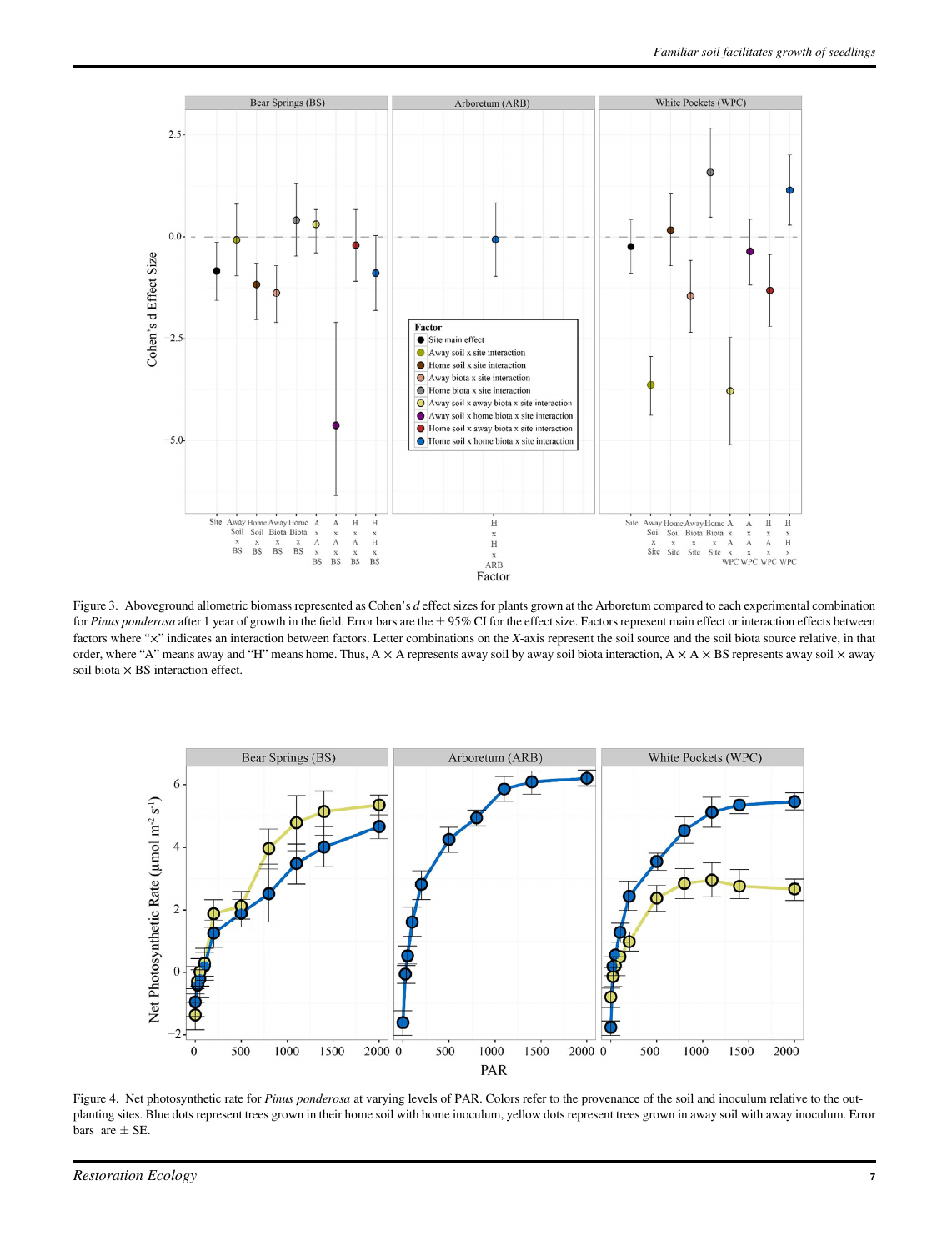Figure 3. Aboveground allometric biomass represented as Cohen's $d$ effect sizes for plants grown at the Arboretum compared to each experimental combination for *Pinus ponderosa* after 1 year of growth in the field. Error bars are the ± 95% CI for the effect size. Factors represent main effect or interaction effects between factors where "×" indicates an interaction between factors. Letter combinations on the $X$-axis represent the soil source and the soil biota source relative, in that order, where "A" means away and "H" means home. Thus, A × A represents away soil by away soil biota interaction, A × A × BS represents away soil × away soil biota × BS interaction effect.

Figure 4. Net photosynthetic rate for *Pinus ponderosa* at varying levels of PAR. Colors refer to the provenance of the soil and inoculum relative to the out-planting sites. Blue dots represent trees grown in their home soil with home inoculum, yellow dots represent trees grown in away soil with away inoculum. Error bars are ± SE.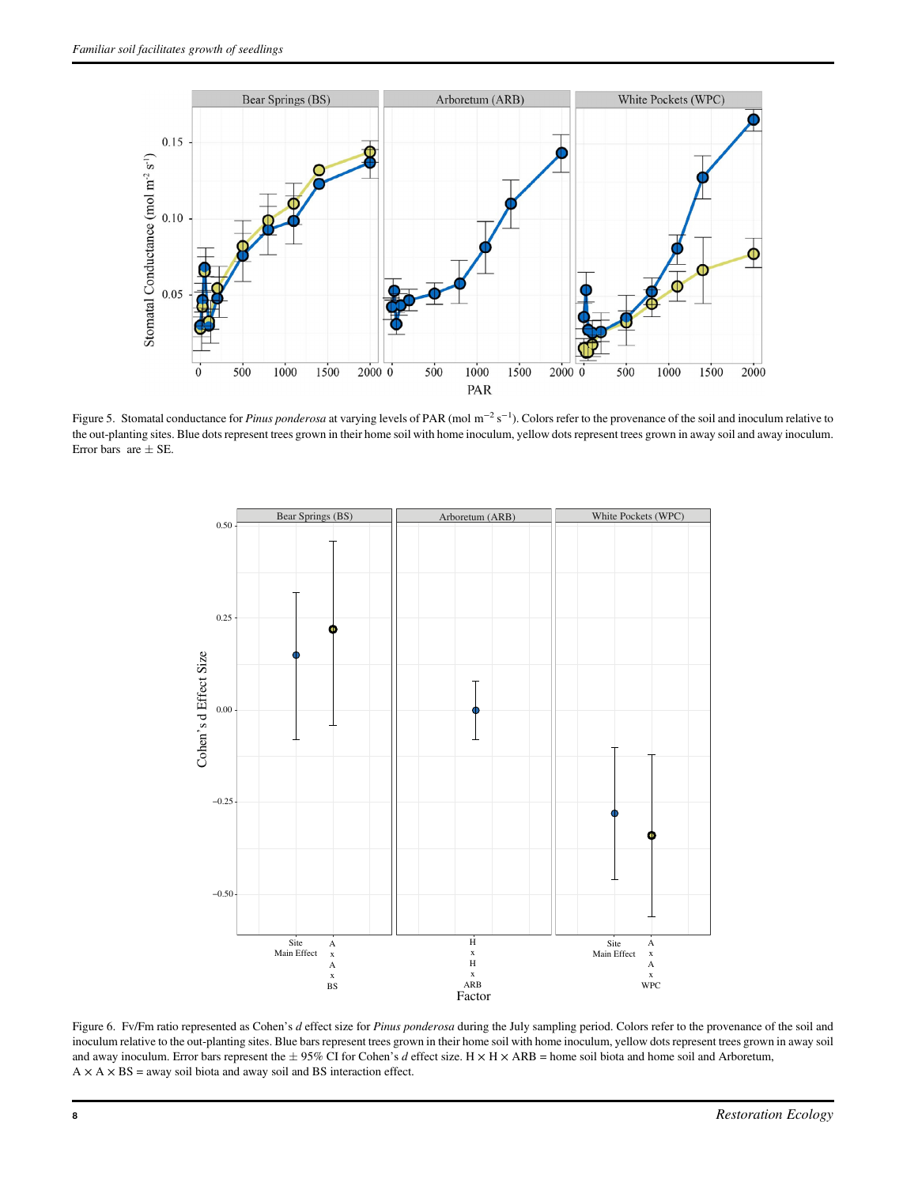Figure 5. Stomatal conductance for *Pinus ponderosa* at varying levels of PAR (mol $m^{-2}$ $s^{-1}$). Colors refer to the provenance of the soil and inoculum relative to the out-planting sites. Blue dots represent trees grown in their home soil with home inoculum, yellow dots represent trees grown in away soil and away inoculum. Error bars are ± SE.

Figure 6. Fv/Fm ratio represented as Cohen's *d* effect size for *Pinus ponderosa* during the July sampling period. Colors refer to the provenance of the soil and inoculum relative to the out-planting sites. Blue bars represent trees grown in their home soil with home inoculum, yellow dots represent trees grown in away soil and away inoculum. Error bars represent the ± 95% CI for Cohen's *d* effect size. H × H × ARB = home soil biota and home soil and Arboretum, A × A × BS = away soil biota and away soil and BS interaction effect.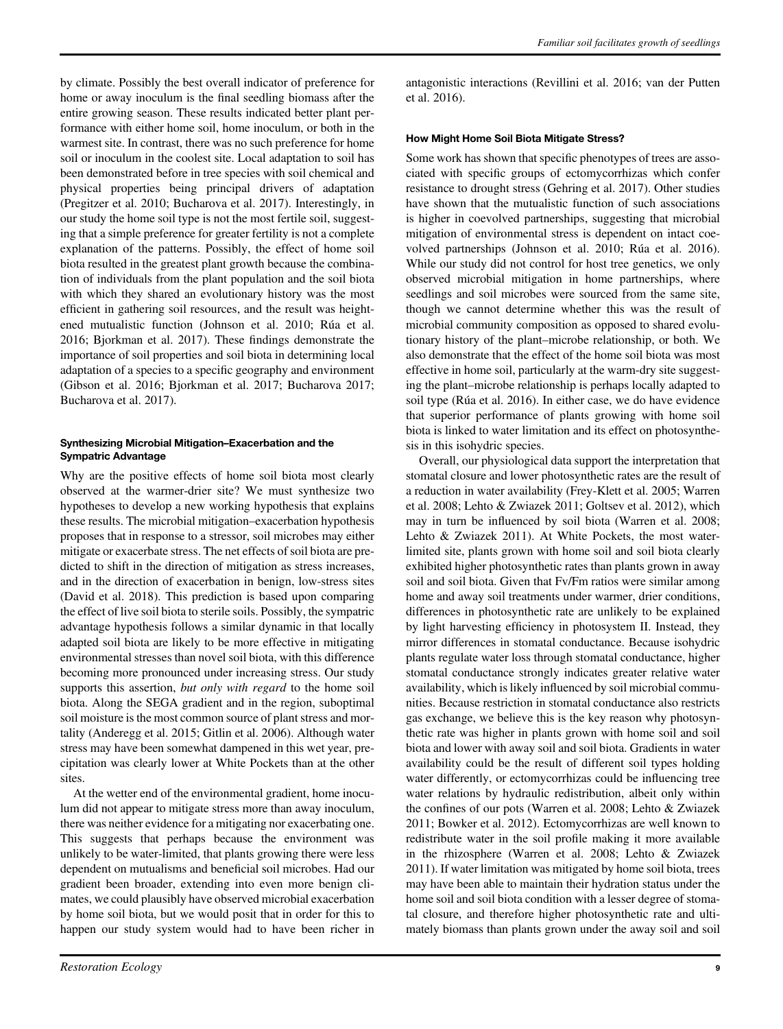by climate. Possibly the best overall indicator of preference for home or away inoculum is the final seedling biomass after the entire growing season. These results indicated better plant performance with either home soil, home inoculum, or both in the warmest site. In contrast, there was no such preference for home soil or inoculum in the coolest site. Local adaptation to soil has been demonstrated before in tree species with soil chemical and physical properties being principal drivers of adaptation (Pregitzer et al. 2010; Bucharova et al. 2017). Interestingly, in our study the home soil type is not the most fertile soil, suggesting that a simple preference for greater fertility is not a complete explanation of the patterns. Possibly, the effect of home soil biota resulted in the greatest plant growth because the combination of individuals from the plant population and the soil biota with which they shared an evolutionary history was the most efficient in gathering soil resources, and the result was heightened mutualistic function (Johnson et al. 2010; Rúa et al. 2016; Bjorkman et al. 2017). These findings demonstrate the importance of soil properties and soil biota in determining local adaptation of a species to a specific geography and environment (Gibson et al. 2016; Bjorkman et al. 2017; Bucharova 2017; Bucharova et al. 2017).

#### Synthesizing Microbial Mitigation–Exacerbation and the Sympatric Advantage

Why are the positive effects of home soil biota most clearly observed at the warmer-drier site? We must synthesize two hypotheses to develop a new working hypothesis that explains these results. The microbial mitigation–exacerbation hypothesis proposes that in response to a stressor, soil microbes may either mitigate or exacerbate stress. The net effects of soil biota are predicted to shift in the direction of mitigation as stress increases, and in the direction of exacerbation in benign, low-stress sites (David et al. 2018). This prediction is based upon comparing the effect of live soil biota to sterile soils. Possibly, the sympatric advantage hypothesis follows a similar dynamic in that locally adapted soil biota are likely to be more effective in mitigating environmental stresses than novel soil biota, with this difference becoming more pronounced under increasing stress. Our study supports this assertion, *but only with regard* to the home soil biota. Along the SEGA gradient and in the region, suboptimal soil moisture is the most common source of plant stress and mortality (Anderegg et al. 2015; Gitlin et al. 2006). Although water stress may have been somewhat dampened in this wet year, precipitation was clearly lower at White Pockets than at the other sites.

At the wetter end of the environmental gradient, home inoculum did not appear to mitigate stress more than away inoculum, there was neither evidence for a mitigating nor exacerbating one. This suggests that perhaps because the environment was unlikely to be water-limited, that plants growing there were less dependent on mutualisms and beneficial soil microbes. Had our gradient been broader, extending into even more benign climates, we could plausibly have observed microbial exacerbation by home soil biota, but we would posit that in order for this to happen our study system would had to have been richer in antagonistic interactions (Revillini et al. 2016; van der Putten et al. 2016).

#### How Might Home Soil Biota Mitigate Stress?

Some work has shown that specific phenotypes of trees are associated with specific groups of ectomycorrhizas which confer resistance to drought stress (Gehring et al. 2017). Other studies have shown that the mutualistic function of such associations is higher in coevolved partnerships, suggesting that microbial mitigation of environmental stress is dependent on intact coevolved partnerships (Johnson et al. 2010; Rúa et al. 2016). While our study did not control for host tree genetics, we only observed microbial mitigation in home partnerships, where seedlings and soil microbes were sourced from the same site, though we cannot determine whether this was the result of microbial community composition as opposed to shared evolutionary history of the plant–microbe relationship, or both. We also demonstrate that the effect of the home soil biota was most effective in home soil, particularly at the warm-dry site suggesting the plant–microbe relationship is perhaps locally adapted to soil type (Rúa et al. 2016). In either case, we do have evidence that superior performance of plants growing with home soil biota is linked to water limitation and its effect on photosynthesis in this isohydric species.

Overall, our physiological data support the interpretation that stomatal closure and lower photosynthetic rates are the result of a reduction in water availability (Frey-Klett et al. 2005; Warren et al. 2008; Lehto & Zwiazek 2011; Goltsev et al. 2012), which may in turn be influenced by soil biota (Warren et al. 2008; Lehto & Zwiazek 2011). At White Pockets, the most water-limited site, plants grown with home soil and soil biota clearly exhibited higher photosynthetic rates than plants grown in away soil and soil biota. Given that Fv/Fm ratios were similar among home and away soil treatments under warmer, drier conditions, differences in photosynthetic rate are unlikely to be explained by light harvesting efficiency in photosystem II. Instead, they mirror differences in stomatal conductance. Because isohydric plants regulate water loss through stomatal conductance, higher stomatal conductance strongly indicates greater relative water availability, which is likely influenced by soil microbial communities. Because restriction in stomatal conductance also restricts gas exchange, we believe this is the key reason why photosynthetic rate was higher in plants grown with home soil and soil biota and lower with away soil and soil biota. Gradients in water availability could be the result of different soil types holding water differently, or ectomycorrhizas could be influencing tree water relations by hydraulic redistribution, albeit only within the confines of our pots (Warren et al. 2008; Lehto & Zwiazek 2011; Bowker et al. 2012). Ectomycorrhizas are well known to redistribute water in the soil profile making it more available in the rhizosphere (Warren et al. 2008; Lehto & Zwiazek 2011). If water limitation was mitigated by home soil biota, trees may have been able to maintain their hydration status under the home soil and soil biota condition with a lesser degree of stomatal closure, and therefore higher photosynthetic rate and ultimately biomass than plants grown under the away soil and soil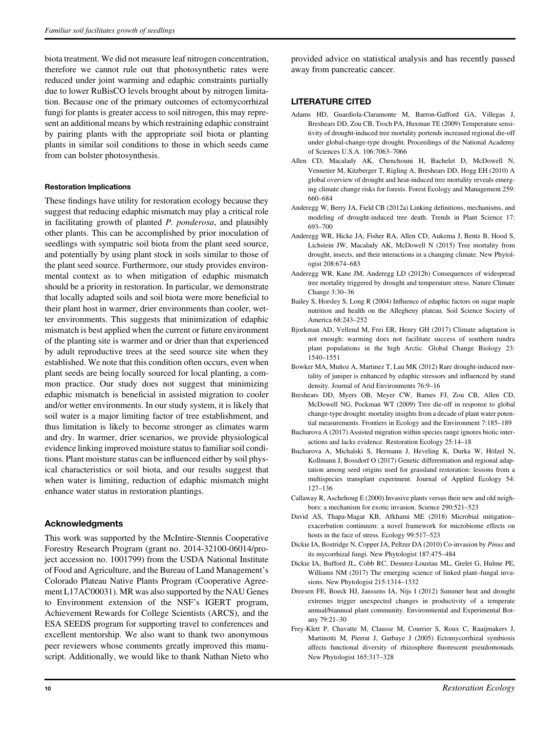biota treatment. We did not measure leaf nitrogen concentration, therefore we cannot rule out that photosynthetic rates were reduced under joint warming and edaphic constraints partially due to lower RuBisCO levels brought about by nitrogen limitation. Because one of the primary outcomes of ectomycorrhizal fungi for plants is greater access to soil nitrogen, this may represent an additional means by which restraining edaphic constraint by pairing plants with the appropriate soil biota or planting plants in similar soil conditions to those in which seeds came from can bolster photosynthesis.

#### Restoration Implications

These findings have utility for restoration ecology because they suggest that reducing edaphic mismatch may play a critical role in facilitating growth of planted *P. ponderosa*, and plausibly other plants. This can be accomplished by prior inoculation of seedlings with sympatric soil biota from the plant seed source, and potentially by using plant stock in soils similar to those of the plant seed source. Furthermore, our study provides environmental context as to when mitigation of edaphic mismatch should be a priority in restoration. In particular, we demonstrate that locally adapted soils and soil biota were more beneficial to their plant host in warmer, drier environments than cooler, wetter environments. This suggests that minimization of edaphic mismatch is best applied when the current or future environment of the planting site is warmer and or drier than that experienced by adult reproductive trees at the seed source site when they established. We note that this condition often occurs, even when plant seeds are being locally sourced for local planting, a common practice. Our study does not suggest that minimizing edaphic mismatch is beneficial in assisted migration to cooler and/or wetter environments. In our study system, it is likely that soil water is a major limiting factor of tree establishment, and thus limitation is likely to become stronger as climates warm and dry. In warmer, drier scenarios, we provide physiological evidence linking improved moisture status to familiar soil conditions. Plant moisture status can be influenced either by soil physical characteristics or soil biota, and our results suggest that when water is limiting, reduction of edaphic mismatch might enhance water status in restoration plantings.

## Acknowledgments

This work was supported by the McIntire-Stennis Cooperative Forestry Research Program (grant no. 2014-32100-06014/project accession no. 1001799) from the USDA National Institute of Food and Agriculture, and the Bureau of Land Management's Colorado Plateau Native Plants Program (Cooperative Agreement L17AC00031). MR was also supported by the NAU Genes to Environment extension of the NSF's IGERT program, Achievement Rewards for College Scientists (ARCS), and the ESA SEEDS program for supporting travel to conferences and excellent mentorship. We also want to thank two anonymous peer reviewers whose comments greatly improved this manuscript. Additionally, we would like to thank Nathan Nieto who provided advice on statistical analysis and has recently passed away from pancreatic cancer.

## LITERATURE CITED

Adams HD, Guardiola-Claramonte M, Barron-Gafford GA, Villegas J, Breshears DD, Zou CB, Troch PA, Huxman TE (2009) Temperature sensitivity of drought-induced tree mortality portends increased regional die-off under global-change-type drought. Proceedings of the National Academy of Sciences U.S.A. 106:7063–7066

Allen CD, Macalady AK, Chenchouni H, Bachelet D, McDowell N, Vennetier M, Kitzberger T, Rigling A, Breshears DD, Hogg EH (2010) A global overview of drought and heat-induced tree mortality reveals emerging climate change risks for forests. Forest Ecology and Management 259: 660–684

Anderegg W, Berry JA, Field CB (2012a) Linking definitions, mechanisms, and modeling of drought-induced tree death. Trends in Plant Science 17: 693–700

Anderegg WR, Hicke JA, Fisher RA, Allen CD, Aukema J, Bentz B, Hood S, Lichstein JW, Macalady AK, McDowell N (2015) Tree mortality from drought, insects, and their interactions in a changing climate. New Phytologist 208:674–683

Anderegg WR, Kane JM, Anderegg LD (2012b) Consequences of widespread tree mortality triggered by drought and temperature stress. Nature Climate Change 3:30–36

Bailey S, Horsley S, Long R (2004) Influence of edaphic factors on sugar maple nutrition and health on the Allegheny plateau. Soil Science Society of America 68:243–252

Bjorkman AD, Vellend M, Frei ER, Henry GH (2017) Climate adaptation is not enough: warming does not facilitate success of southern tundra plant populations in the high Arctic. Global Change Biology 23: 1540–1551

Bowker MA, Muñoz A, Martinez T, Lau MK (2012) Rare drought-induced mortality of juniper is enhanced by edaphic stressors and influenced by stand density. Journal of Arid Environments 76:9–16

Breshears DD, Myers OB, Meyer CW, Barnes FJ, Zou CB, Allen CD, McDowell NG, Pockman WT (2009) Tree die-off in response to global change-type drought: mortality insights from a decade of plant water potential measurements. Frontiers in Ecology and the Environment 7:185–189

Bucharova A (2017) Assisted migration within species range ignores biotic interactions and lacks evidence. Restoration Ecology 25:14–18

Bucharova A, Michalski S, Hermann J, Heveling K, Durka W, Hölzel N, Kollmann J, Bossdorf O (2017) Genetic differentiation and regional adaptation among seed origins used for grassland restoration: lessons from a multispecies transplant experiment. Journal of Applied Ecology 54: 127–136

Callaway R, Aschehoug E (2000) Invasive plants versus their new and old neighbors: a mechanism for exotic invasion. Science 290:521–523

David AS, Thapa-Magar KB, Afkhami ME (2018) Microbial mitigation–exacerbation continuum: a novel framework for microbiome effects on hosts in the face of stress. Ecology 99:517–523

Dickie IA, Bostridge N, Copper JA, Peltzer DA (2010) Co-invasion by *Pinus* and its mycorrhizal fungi. New Phytologist 187:475–484

Dickie IA, Bufford JL, Cobb RC, Desnrez-Loustau ML, Grelet G, Hulme PE, Williams NM (2017) The emerging science of linked plant–fungal invasions. New Phytologist 215:1314–1332

Dreesen FE, Boeck HJ, Janssens IA, Nijs I (2012) Summer heat and drought extremes trigger unexpected changes in productivity of a temperate annual/biannual plant community. Environmental and Experimental Botany 79:21–30

Frey-Klett P, Chavatte M, Clausse M, Courrier S, Roux C, Raaijmakers J, Martinotti M, Pierrat J, Garbaye J (2005) Ectomycorrhizal symbiosis affects functional diversity of rhizosphere fluorescent pseudomonads. New Phytologist 165:317–328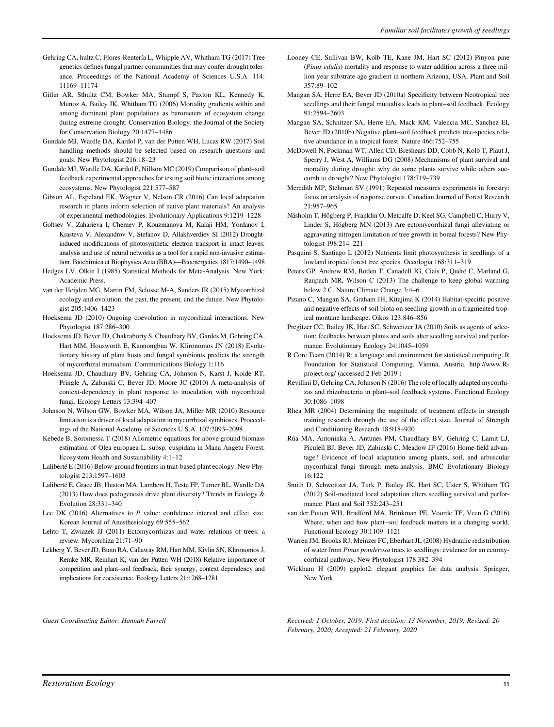Gehring CA, hultz C, Flores-Rentería L, Whipple AV, Whitham TG (2017) Tree genetics defines fungal partner communities that may confer drought tolerance. Proceedings of the National Academy of Sciences U.S.A. 114: 11169–11174

Gitlin AR, Sthultz CM, Bowker MA, Stumpf S, Paxton KL, Kennedy K, Muñoz A, Bailey JK, Whitham TG (2006) Mortality gradients within and among dominant plant populations as barometers of ecosystem change during extreme drought. Conservation Biology: the Journal of the Society for Conservation Biology 20:1477–1486

Gundale MJ, Wardle DA, Kardol P, van der Putten WH, Lucas RW (2017) Soil handling methods should be selected based on research questions and goals. New Phytologist 216:18–23

Gundale MJ, Wardle DA, Kardol P, Nillson MC (2019) Comparison of plant–soil feedback experimental approaches for testing soil biotic interactions among ecosystems. New Phytologist 221:577–587

Gibson AL, Espeland EK, Wagner V, Nelson CR (2016) Can local adaptation research in plants inform selection of native plant materials? An analysis of experimental methodologies. Evolutionary Applications 9:1219–1228

Goltsev V, Zaharieva I, Chernev P, Kouzmanova M, Kalaji HM, Yordanov I, Krasteva V, Alexandrov V, Stefanov D, Allakhverdiev SI (2012) Drought-induced modifications of photosynthetic electron transport in intact leaves: analysis and use of neural networks as a tool for a rapid non-invasive estimation. Biochimica et Biophysica Acta (BBA)—Bioenergetics 1817:1490–1498

Hedges LV, Olkin I (1985) Statistical Methods for Meta-Analysis. New York: Academic Press.

van der Heijden MG, Martin FM, Selosse M-A, Sanders IR (2015) Mycorrhizal ecology and evolution: the past, the present, and the future. New Phytologist 205:1406–1423

Hoeksema JD (2010) Ongoing coevolution in mycorrhizal interactions. New Phytologist 187:286–300

Hoeksema JD, Bever JD, Chakraborty S, Chaudhary BV, Gardes M, Gehring CA, Hart MM, Housworth E, Kaonongbua W, Klironomos JN (2018) Evolutionary history of plant hosts and fungal symbionts predicts the strength of mycorrhizal mutualism. Communications Biology 1:116

Hoeksema JD, Chaudhary BV, Gehring CA, Johnson N, Karst J, Koide RT, Pringle A, Zabinski C, Bever JD, Moore JC (2010) A meta-analysis of context-dependency in plant response to inoculation with mycorrhizal fungi. Ecology Letters 13:394–407

Johnson N, Wilson GW, Bowker MA, Wilson JA, Miller MR (2010) Resource limitation is a driver of local adaptation in mycorrhizal symbioses. Proceedings of the National Academy of Sciences U.S.A. 107:2093–2098

Kebede B, Soromessa T (2018) Allometric equations for above ground biomass estimation of Olea europaea L. subsp. cuspidata in Mana Angetu Forest. Ecosystem Health and Sustainability 4:1–12

Laliberté E (2016) Below-ground frontiers in trait-based plant ecology. New Phytologist 213:1597–1603

Laliberté E, Grace JB, Huston MA, Lambers H, Teste FP, Turner BL, Wardle DA (2013) How does pedogenesis drive plant diversity? Trends in Ecology & Evolution 28:331–340

Lee DK (2016) Alternatives to *P* value: confidence interval and effect size. Korean Journal of Anesthesiology 69:555–562

Lehto T, Zwiazek JJ (2011) Ectomycorrhizas and water relations of trees: a review. Mycorrhiza 21:71–90

Lekberg Y, Bever JD, Bunn RA, Callaway RM, Hart MM, Kivlin SN, Klironomos J, Remke MR, Reinhart K, van der Putten WH (2018) Relative importance of competition and plant–soil feedback, their synergy, context dependency and implications for eoexistence. Ecology Letters 21:1268–1281

Looney CE, Sullivan BW, Kolb TE, Kane JM, Hart SC (2012) Pinyon pine (*Pinus edulis*) mortality and response to water addition across a three million year substrate age gradient in northern Arizona, USA. Plant and Soil 357:89–102

Mangan SA, Herre EA, Bever JD (2010a) Specificity between Neotropical tree seedlings and their fungal mutualists leads to plant–soil feedback. Ecology 91:2594–2603

Mangan SA, Schnitzer SA, Herre EA, Mack KM, Valencia MC, Sanchez EI, Bever JD (2010b) Negative plant–soil feedback predicts tree-species relative abundance in a tropical forest. Nature 466:752–755

McDowell N, Pockman WT, Allen CD, Breshears DD, Cobb N, Kolb T, Plaut J, Sperry J, West A, Williams DG (2008) Mechanisms of plant survival and mortality during drought: why do some plants survive while others succumb to drought? New Phytologist 178:719–739

Meredith MP, Stehman SV (1991) Repeated measures experiments in forestry: focus on analysis of response curves. Canadian Journal of Forest Research 21:957–965

Näsholm T, Högberg P, Franklin O, Metcalfe D, Keel SG, Campbell C, Hurry V, Linder S, Högberg MN (2013) Are ectomycorrhizal fungi alleviating or aggravating nitrogen limitation of tree growth in boreal forests? New Phytologist 198:214–221

Pasquini S, Santiago L (2012) Nutrients limit photosynthesis in seedlings of a lowland tropical forest tree species. Oecologia 168:311–319

Peters GP, Andrew RM, Boden T, Canadell JG, Ciais P, Quéré C, Marland G, Raupach MR, Wilson C (2013) The challenge to keep global warming below 2 C. Nature Climate Change 3:4–6

Pizano C, Mangan SA, Graham JH, Kitajima K (2014) Habitat-specific positive and negative effects of soil biota on seedling growth in a fragmented tropical montane landscape. Oikos 123:846–856

Pregitzer CC, Bailey JK, Hart SC, Schweitzer JA (2010) Soils as agents of selection: feedbacks between plants and soils alter seedling survival and performance. Evolutionary Ecology 24:1045–1059

R Core Team (2014) R: a language and environment for statistical computing. R Foundation for Statistical Computing, Vienna, Austria. http://www.R-project.org/ (accessed 2 Feb 2019 )

Revillini D, Gehring CA, Johnson N (2016) The role of locally adapted mycorrhizas and rhizobacteria in plant–soil feedback systems. Functional Ecology 30:1086–1098

Rhea MR (2004) Determining the magnitude of treatment effects in strength training research through the use of the effect size. Journal of Strength and Conditioning Research 18:918–920

Rúa MA, Antoninka A, Antunes PM, Chaudhary BV, Gehring C, Lamit LJ, Piculell BJ, Bever JD, Zabinski C, Meadow JF (2016) Home-field advantage? Evidence of local adaptation among plants, soil, and arbuscular mycorrhizal fungi through meta-analysis. BMC Evolutionary Biology 16:122

Smith D, Schweitzer JA, Turk P, Bailey JK, Hart SC, Uster S, Whitham TG (2012) Soil-mediated local adaptation alters seedling survival and performance. Plant and Soil 352:243–251

van der Putten WH, Bradford MA, Brinkman PE, Voorde TF, Veen G (2016) Where, when and how plant–soil feedback matters in a changing world. Functional Ecology 30:1109–1121

Warren JM, Brooks RJ, Meinzer FC, Eberhart JL (2008) Hydraulic redistribution of water from *Pinus ponderosa* trees to seedlings: evidence for an ectomycorrhizal pathway. New Phytologist 178:382–394

Wickham H (2009) ggplot2: elegant graphics for data analysis. Springer, New York

*Guest Coordinating Editor: Hannah Farrell*

*Received: 1 October, 2019; First decision: 13 November, 2019; Revised: 20 February, 2020; Accepted: 21 February, 2020*